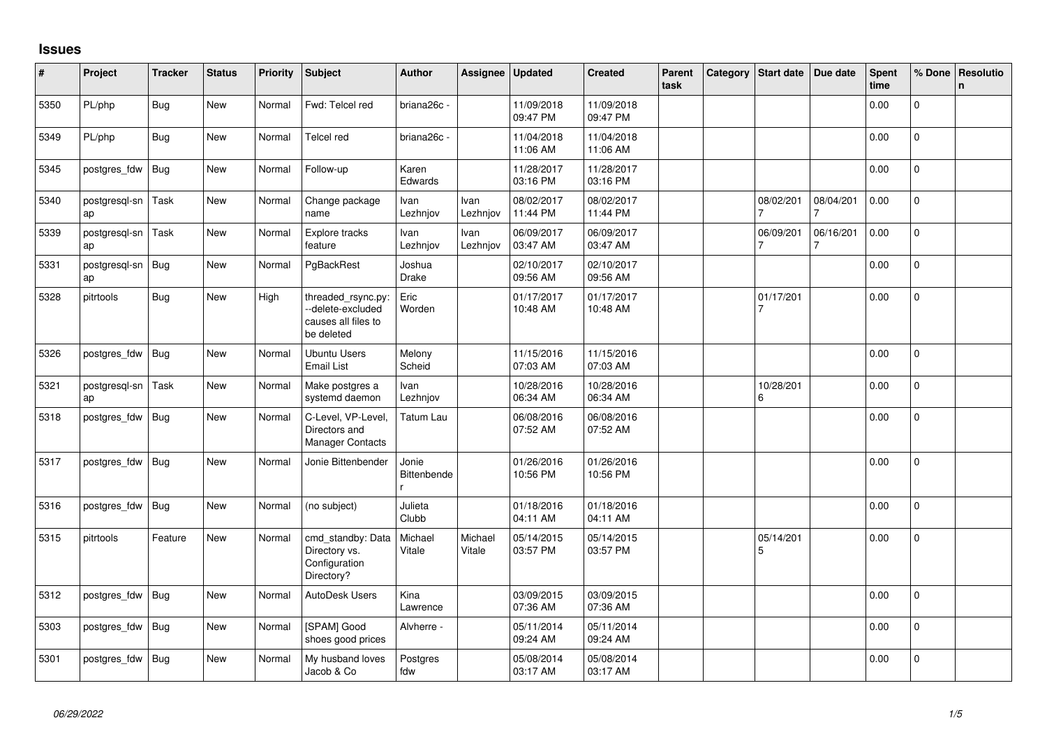# Issues

| # | Project | Tracker | Status | Priority | Subject | Author | Assignee | Updated | Created | Parent task | Category | Start date | Due date | Spent time | % Done | Resolution |
|---|---|---|---|---|---|---|---|---|---|---|---|---|---|---|---|---|
| 5350 | PL/php | Bug | New | Normal | Fwd: Telcel red | briana26c - | | 11/09/2018 09:47 PM | 11/09/2018 09:47 PM | | | | | 0.00 | 0 | |
| 5349 | PL/php | Bug | New | Normal | Telcel red | briana26c - | | 11/04/2018 11:06 AM | 11/04/2018 11:06 AM | | | | | 0.00 | 0 | |
| 5345 | postgres_fdw | Bug | New | Normal | Follow-up | Karen Edwards | | 11/28/2017 03:16 PM | 11/28/2017 03:16 PM | | | | | 0.00 | 0 | |
| 5340 | postgresql-snap | Task | New | Normal | Change package name | Ivan Lezhnjov | Ivan Lezhnjov | 08/02/2017 11:44 PM | 08/02/2017 11:44 PM | | | 08/02/2017 | 08/04/2017 | 0.00 | 0 | |
| 5339 | postgresql-snap | Task | New | Normal | Explore tracks feature | Ivan Lezhnjov | Ivan Lezhnjov | 06/09/2017 03:47 AM | 06/09/2017 03:47 AM | | | 06/09/2017 | 06/16/2017 | 0.00 | 0 | |
| 5331 | postgresql-snap | Bug | New | Normal | PgBackRest | Joshua Drake | | 02/10/2017 09:56 AM | 02/10/2017 09:56 AM | | | | | 0.00 | 0 | |
| 5328 | pitrtools | Bug | New | High | threaded_rsync.py: --delete-excluded causes all files to be deleted | Eric Worden | | 01/17/2017 10:48 AM | 01/17/2017 10:48 AM | | | 01/17/2017 | | 0.00 | 0 | |
| 5326 | postgres_fdw | Bug | New | Normal | Ubuntu Users Email List | Melony Scheid | | 11/15/2016 07:03 AM | 11/15/2016 07:03 AM | | | | | 0.00 | 0 | |
| 5321 | postgresql-snap | Task | New | Normal | Make postgres a systemd daemon | Ivan Lezhnjov | | 10/28/2016 06:34 AM | 10/28/2016 06:34 AM | | | 10/28/2016 | | 0.00 | 0 | |
| 5318 | postgres_fdw | Bug | New | Normal | C-Level, VP-Level, Directors and Manager Contacts | Tatum Lau | | 06/08/2016 07:52 AM | 06/08/2016 07:52 AM | | | | | 0.00 | 0 | |
| 5317 | postgres_fdw | Bug | New | Normal | Jonie Bittenbender | Jonie Bittenbender | | 01/26/2016 10:56 PM | 01/26/2016 10:56 PM | | | | | 0.00 | 0 | |
| 5316 | postgres_fdw | Bug | New | Normal | (no subject) | Julieta Clubb | | 01/18/2016 04:11 AM | 01/18/2016 04:11 AM | | | | | 0.00 | 0 | |
| 5315 | pitrtools | Feature | New | Normal | cmd_standby: Data Directory vs. Configuration Directory? | Michael Vitale | Michael Vitale | 05/14/2015 03:57 PM | 05/14/2015 03:57 PM | | | 05/14/2015 | | 0.00 | 0 | |
| 5312 | postgres_fdw | Bug | New | Normal | AutoDesk Users | Kina Lawrence | | 03/09/2015 07:36 AM | 03/09/2015 07:36 AM | | | | | 0.00 | 0 | |
| 5303 | postgres_fdw | Bug | New | Normal | [SPAM] Good shoes good prices | Alvherre - | | 05/11/2014 09:24 AM | 05/11/2014 09:24 AM | | | | | 0.00 | 0 | |
| 5301 | postgres_fdw | Bug | New | Normal | My husband loves Jacob & Co | Postgres fdw | | 05/08/2014 03:17 AM | 05/08/2014 03:17 AM | | | | | 0.00 | 0 | |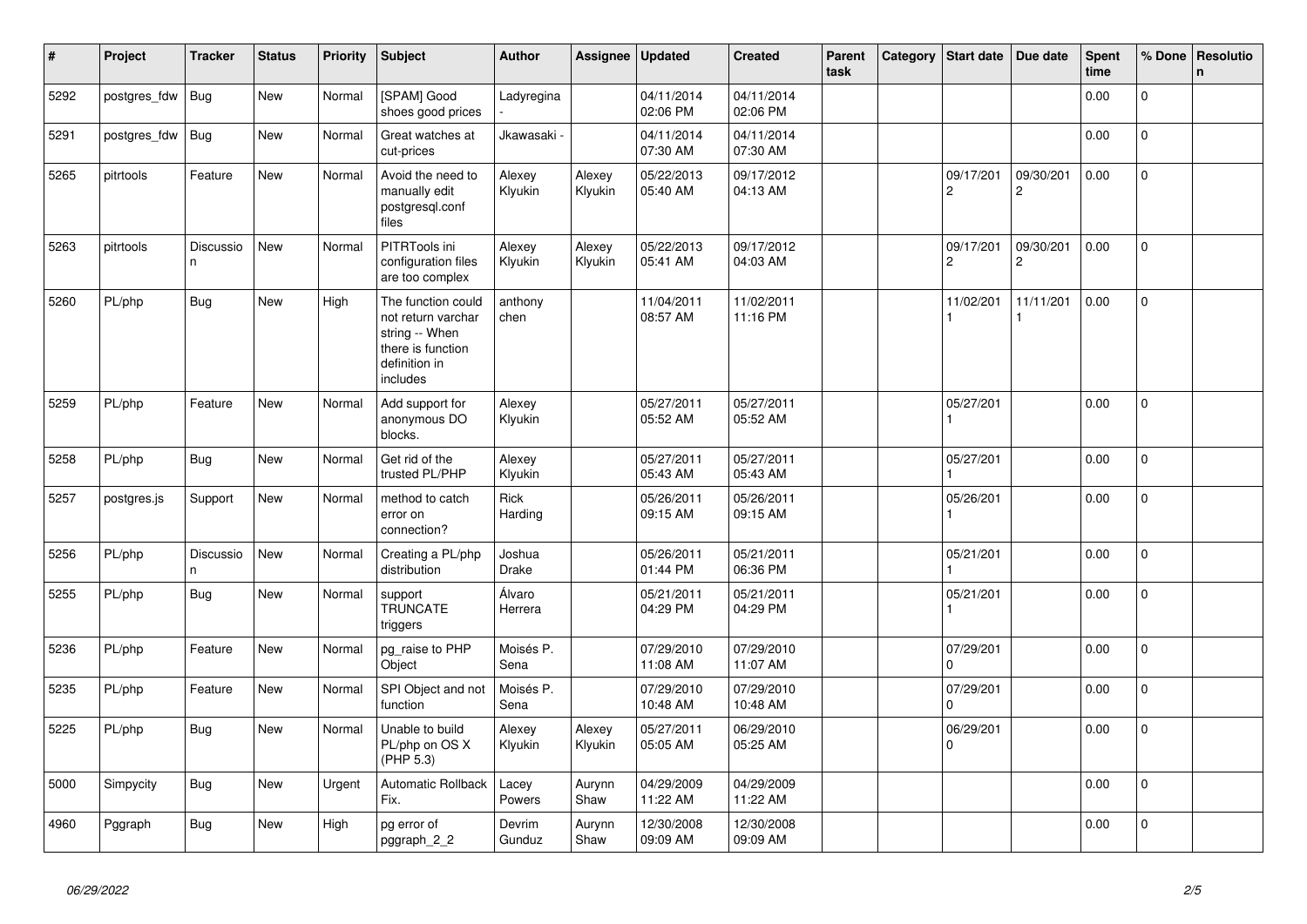| # | Project | Tracker | Status | Priority | Subject | Author | Assignee | Updated | Created | Parent task | Category | Start date | Due date | Spent time | % Done | Resolution |
|---|---|---|---|---|---|---|---|---|---|---|---|---|---|---|---|---|
| 5292 | postgres_fdw | Bug | New | Normal | [SPAM] Good shoes good prices | Ladyregina - | | 04/11/2014 02:06 PM | 04/11/2014 02:06 PM | | | | | 0.00 | 0 | |
| 5291 | postgres_fdw | Bug | New | Normal | Great watches at cut-prices | Jkawasaki - | | 04/11/2014 07:30 AM | 04/11/2014 07:30 AM | | | | | 0.00 | 0 | |
| 5265 | pitrtools | Feature | New | Normal | Avoid the need to manually edit postgresql.conf files | Alexey Klyukin | Alexey Klyukin | 05/22/2013 05:40 AM | 09/17/2012 04:13 AM | | | 09/17/2012 | 09/30/2012 | 0.00 | 0 | |
| 5263 | pitrtools | Discussion | New | Normal | PITRTools ini configuration files are too complex | Alexey Klyukin | Alexey Klyukin | 05/22/2013 05:41 AM | 09/17/2012 04:03 AM | | | 09/17/2012 | 09/30/2012 | 0.00 | 0 | |
| 5260 | PL/php | Bug | New | High | The function could not return varchar string -- When there is function definition in includes | anthony chen | | 11/04/2011 08:57 AM | 11/02/2011 11:16 PM | | | 11/02/2011 | 11/11/2011 | 0.00 | 0 | |
| 5259 | PL/php | Feature | New | Normal | Add support for anonymous DO blocks. | Alexey Klyukin | | 05/27/2011 05:52 AM | 05/27/2011 05:52 AM | | | 05/27/2011 | | 0.00 | 0 | |
| 5258 | PL/php | Bug | New | Normal | Get rid of the trusted PL/PHP | Alexey Klyukin | | 05/27/2011 05:43 AM | 05/27/2011 05:43 AM | | | 05/27/2011 | | 0.00 | 0 | |
| 5257 | postgres.js | Support | New | Normal | method to catch error on connection? | Rick Harding | | 05/26/2011 09:15 AM | 05/26/2011 09:15 AM | | | 05/26/2011 | | 0.00 | 0 | |
| 5256 | PL/php | Discussion | New | Normal | Creating a PL/php distribution | Joshua Drake | | 05/26/2011 01:44 PM | 05/21/2011 06:36 PM | | | 05/21/2011 | | 0.00 | 0 | |
| 5255 | PL/php | Bug | New | Normal | support TRUNCATE triggers | Álvaro Herrera | | 05/21/2011 04:29 PM | 05/21/2011 04:29 PM | | | 05/21/2011 | | 0.00 | 0 | |
| 5236 | PL/php | Feature | New | Normal | pg_raise to PHP Object | Moisés P. Sena | | 07/29/2010 11:08 AM | 07/29/2010 11:07 AM | | | 07/29/2010 | | 0.00 | 0 | |
| 5235 | PL/php | Feature | New | Normal | SPI Object and not function | Moisés P. Sena | | 07/29/2010 10:48 AM | 07/29/2010 10:48 AM | | | 07/29/2010 | | 0.00 | 0 | |
| 5225 | PL/php | Bug | New | Normal | Unable to build PL/php on OS X (PHP 5.3) | Alexey Klyukin | Alexey Klyukin | 05/27/2011 05:05 AM | 06/29/2010 05:25 AM | | | 06/29/2010 | | 0.00 | 0 | |
| 5000 | Simpycity | Bug | New | Urgent | Automatic Rollback Fix. | Lacey Powers | Aurynn Shaw | 04/29/2009 11:22 AM | 04/29/2009 11:22 AM | | | | | 0.00 | 0 | |
| 4960 | Pggraph | Bug | New | High | pg error of pggraph_2_2 | Devrim Gunduz | Aurynn Shaw | 12/30/2008 09:09 AM | 12/30/2008 09:09 AM | | | | | 0.00 | 0 | |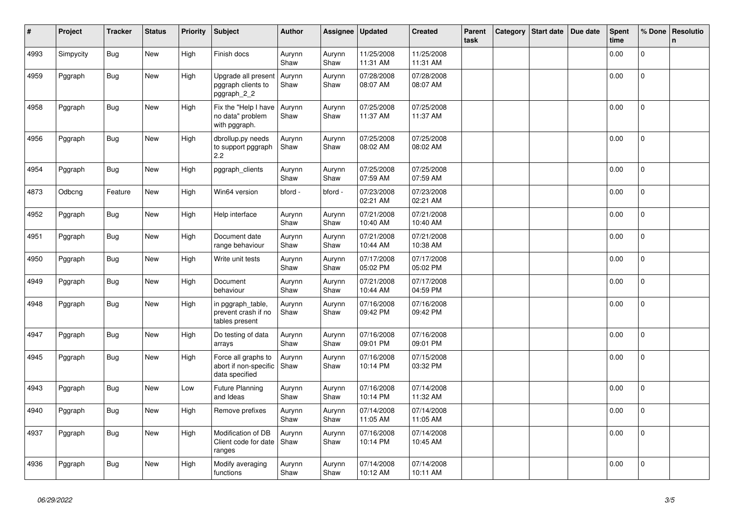| # | Project | Tracker | Status | Priority | Subject | Author | Assignee | Updated | Created | Parent task | Category | Start date | Due date | Spent time | % Done | Resolution |
|---|---|---|---|---|---|---|---|---|---|---|---|---|---|---|---|---|
| 4993 | Simpycity | Bug | New | High | Finish docs | Aurynn Shaw | Aurynn Shaw | 11/25/2008 11:31 AM | 11/25/2008 11:31 AM | | | | | 0.00 | 0 | |
| 4959 | Pggraph | Bug | New | High | Upgrade all present pggraph clients to pggraph_2_2 | Aurynn Shaw | Aurynn Shaw | 07/28/2008 08:07 AM | 07/28/2008 08:07 AM | | | | | 0.00 | 0 | |
| 4958 | Pggraph | Bug | New | High | Fix the "Help I have no data" problem with pggraph. | Aurynn Shaw | Aurynn Shaw | 07/25/2008 11:37 AM | 07/25/2008 11:37 AM | | | | | 0.00 | 0 | |
| 4956 | Pggraph | Bug | New | High | dbrollup.py needs to support pggraph 2.2 | Aurynn Shaw | Aurynn Shaw | 07/25/2008 08:02 AM | 07/25/2008 08:02 AM | | | | | 0.00 | 0 | |
| 4954 | Pggraph | Bug | New | High | pggraph_clients | Aurynn Shaw | Aurynn Shaw | 07/25/2008 07:59 AM | 07/25/2008 07:59 AM | | | | | 0.00 | 0 | |
| 4873 | Odbcng | Feature | New | High | Win64 version | bford - | bford - | 07/23/2008 02:21 AM | 07/23/2008 02:21 AM | | | | | 0.00 | 0 | |
| 4952 | Pggraph | Bug | New | High | Help interface | Aurynn Shaw | Aurynn Shaw | 07/21/2008 10:40 AM | 07/21/2008 10:40 AM | | | | | 0.00 | 0 | |
| 4951 | Pggraph | Bug | New | High | Document date range behaviour | Aurynn Shaw | Aurynn Shaw | 07/21/2008 10:44 AM | 07/21/2008 10:38 AM | | | | | 0.00 | 0 | |
| 4950 | Pggraph | Bug | New | High | Write unit tests | Aurynn Shaw | Aurynn Shaw | 07/17/2008 05:02 PM | 07/17/2008 05:02 PM | | | | | 0.00 | 0 | |
| 4949 | Pggraph | Bug | New | High | Document behaviour | Aurynn Shaw | Aurynn Shaw | 07/21/2008 10:44 AM | 07/17/2008 04:59 PM | | | | | 0.00 | 0 | |
| 4948 | Pggraph | Bug | New | High | in pggraph_table, prevent crash if no tables present | Aurynn Shaw | Aurynn Shaw | 07/16/2008 09:42 PM | 07/16/2008 09:42 PM | | | | | 0.00 | 0 | |
| 4947 | Pggraph | Bug | New | High | Do testing of data arrays | Aurynn Shaw | Aurynn Shaw | 07/16/2008 09:01 PM | 07/16/2008 09:01 PM | | | | | 0.00 | 0 | |
| 4945 | Pggraph | Bug | New | High | Force all graphs to abort if non-specific data specified | Aurynn Shaw | Aurynn Shaw | 07/16/2008 10:14 PM | 07/15/2008 03:32 PM | | | | | 0.00 | 0 | |
| 4943 | Pggraph | Bug | New | Low | Future Planning and Ideas | Aurynn Shaw | Aurynn Shaw | 07/16/2008 10:14 PM | 07/14/2008 11:32 AM | | | | | 0.00 | 0 | |
| 4940 | Pggraph | Bug | New | High | Remove prefixes | Aurynn Shaw | Aurynn Shaw | 07/14/2008 11:05 AM | 07/14/2008 11:05 AM | | | | | 0.00 | 0 | |
| 4937 | Pggraph | Bug | New | High | Modification of DB Client code for date ranges | Aurynn Shaw | Aurynn Shaw | 07/16/2008 10:14 PM | 07/14/2008 10:45 AM | | | | | 0.00 | 0 | |
| 4936 | Pggraph | Bug | New | High | Modify averaging functions | Aurynn Shaw | Aurynn Shaw | 07/14/2008 10:12 AM | 07/14/2008 10:11 AM | | | | | 0.00 | 0 | |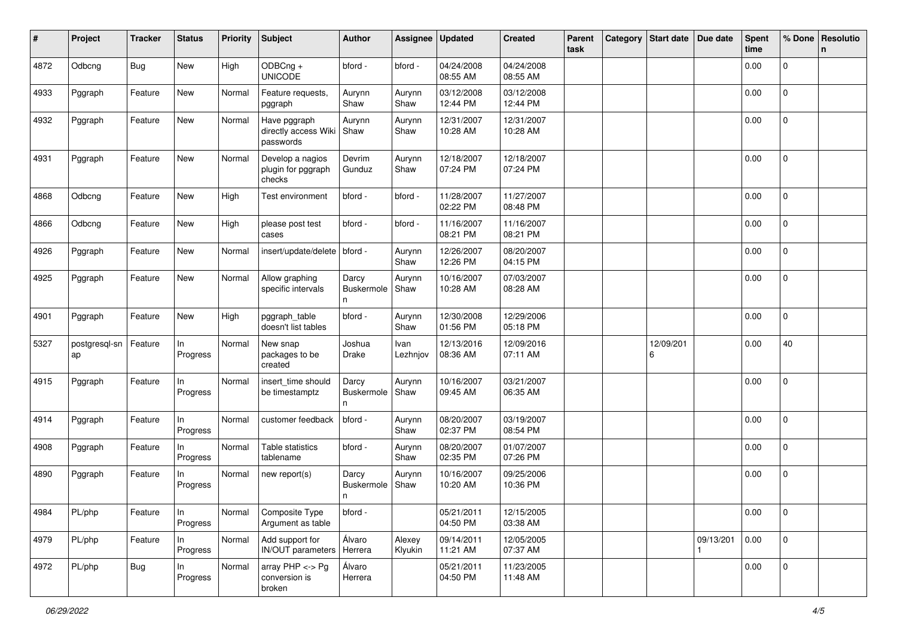| # | Project | Tracker | Status | Priority | Subject | Author | Assignee | Updated | Created | Parent task | Category | Start date | Due date | Spent time | % Done | Resolution |
|---|---|---|---|---|---|---|---|---|---|---|---|---|---|---|---|---|
| 4872 | Odbcng | Bug | New | High | ODBCng + UNICODE | bford - | bford - | 04/24/2008 08:55 AM | 04/24/2008 08:55 AM | | | | | 0.00 | 0 | |
| 4933 | Pggraph | Feature | New | Normal | Feature requests, pggraph | Aurynn Shaw | Aurynn Shaw | 03/12/2008 12:44 PM | 03/12/2008 12:44 PM | | | | | 0.00 | 0 | |
| 4932 | Pggraph | Feature | New | Normal | Have pggraph directly access Wiki passwords | Aurynn Shaw | Aurynn Shaw | 12/31/2007 10:28 AM | 12/31/2007 10:28 AM | | | | | 0.00 | 0 | |
| 4931 | Pggraph | Feature | New | Normal | Develop a nagios plugin for pggraph checks | Devrim Gunduz | Aurynn Shaw | 12/18/2007 07:24 PM | 12/18/2007 07:24 PM | | | | | 0.00 | 0 | |
| 4868 | Odbcng | Feature | New | High | Test environment | bford - | bford - | 11/28/2007 02:22 PM | 11/27/2007 08:48 PM | | | | | 0.00 | 0 | |
| 4866 | Odbcng | Feature | New | High | please post test cases | bford - | bford - | 11/16/2007 08:21 PM | 11/16/2007 08:21 PM | | | | | 0.00 | 0 | |
| 4926 | Pggraph | Feature | New | Normal | insert/update/delete | bford - | Aurynn Shaw | 12/26/2007 12:26 PM | 08/20/2007 04:15 PM | | | | | 0.00 | 0 | |
| 4925 | Pggraph | Feature | New | Normal | Allow graphing specific intervals | Darcy Buskermolen | Aurynn Shaw | 10/16/2007 10:28 AM | 07/03/2007 08:28 AM | | | | | 0.00 | 0 | |
| 4901 | Pggraph | Feature | New | High | pggraph_table doesn't list tables | bford - | Aurynn Shaw | 12/30/2008 01:56 PM | 12/29/2006 05:18 PM | | | | | 0.00 | 0 | |
| 5327 | postgresql-snap | Feature | In Progress | Normal | New snap packages to be created | Joshua Drake | Ivan Lezhnjov | 12/13/2016 08:36 AM | 12/09/2016 07:11 AM | | | 12/09/2016 | | 0.00 | 40 | |
| 4915 | Pggraph | Feature | In Progress | Normal | insert_time should be timestamptz | Darcy Buskermolen | Aurynn Shaw | 10/16/2007 09:45 AM | 03/21/2007 06:35 AM | | | | | 0.00 | 0 | |
| 4914 | Pggraph | Feature | In Progress | Normal | customer feedback | bford - | Aurynn Shaw | 08/20/2007 02:37 PM | 03/19/2007 08:54 PM | | | | | 0.00 | 0 | |
| 4908 | Pggraph | Feature | In Progress | Normal | Table statistics tablename | bford - | Aurynn Shaw | 08/20/2007 02:35 PM | 01/07/2007 07:26 PM | | | | | 0.00 | 0 | |
| 4890 | Pggraph | Feature | In Progress | Normal | new report(s) | Darcy Buskermolen | Aurynn Shaw | 10/16/2007 10:20 AM | 09/25/2006 10:36 PM | | | | | 0.00 | 0 | |
| 4984 | PL/php | Feature | In Progress | Normal | Composite Type Argument as table | bford - | | 05/21/2011 04:50 PM | 12/15/2005 03:38 AM | | | | | 0.00 | 0 | |
| 4979 | PL/php | Feature | In Progress | Normal | Add support for IN/OUT parameters | Álvaro Herrera | Alexey Klyukin | 09/14/2011 11:21 AM | 12/05/2005 07:37 AM | | | | 09/13/2011 | 0.00 | 0 | |
| 4972 | PL/php | Bug | In Progress | Normal | array PHP <-> Pg conversion is broken | Álvaro Herrera | | 05/21/2011 04:50 PM | 11/23/2005 11:48 AM | | | | | 0.00 | 0 | |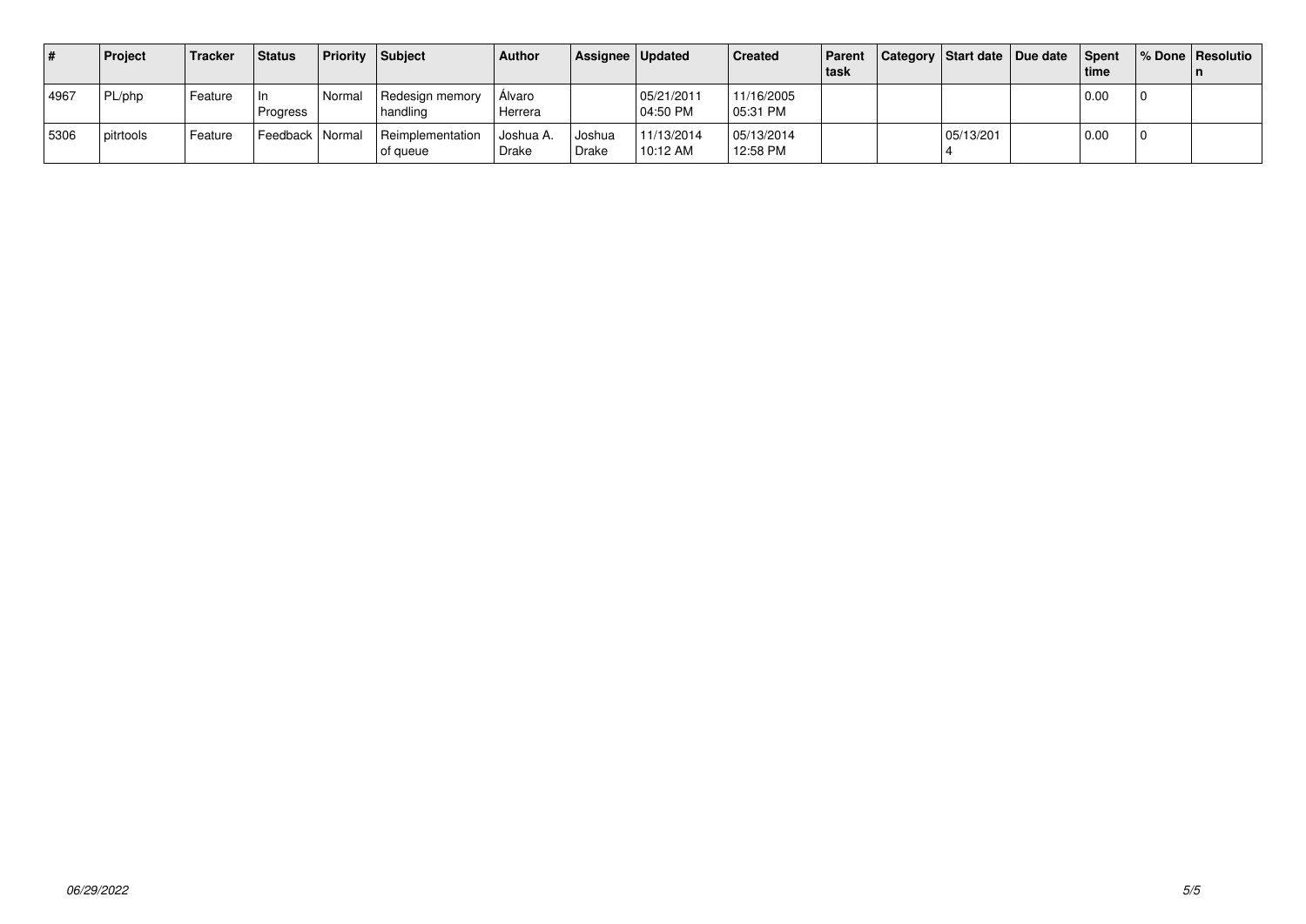| # | Project | Tracker | Status | Priority | Subject | Author | Assignee | Updated | Created | Parent task | Category | Start date | Due date | Spent time | % Done | Resolution |
|---|---|---|---|---|---|---|---|---|---|---|---|---|---|---|---|---|
| 4967 | PL/php | Feature | In Progress | Normal | Redesign memory handling | Álvaro Herrera | | 05/21/2011 04:50 PM | 11/16/2005 05:31 PM | | | | | 0.00 | 0 | |
| 5306 | pitrtools | Feature | Feedback | Normal | Reimplementation of queue | Joshua A. Drake | Joshua Drake | 11/13/2014 10:12 AM | 05/13/2014 12:58 PM | | | 05/13/2014 | | 0.00 | 0 | |

*06/29/2022*